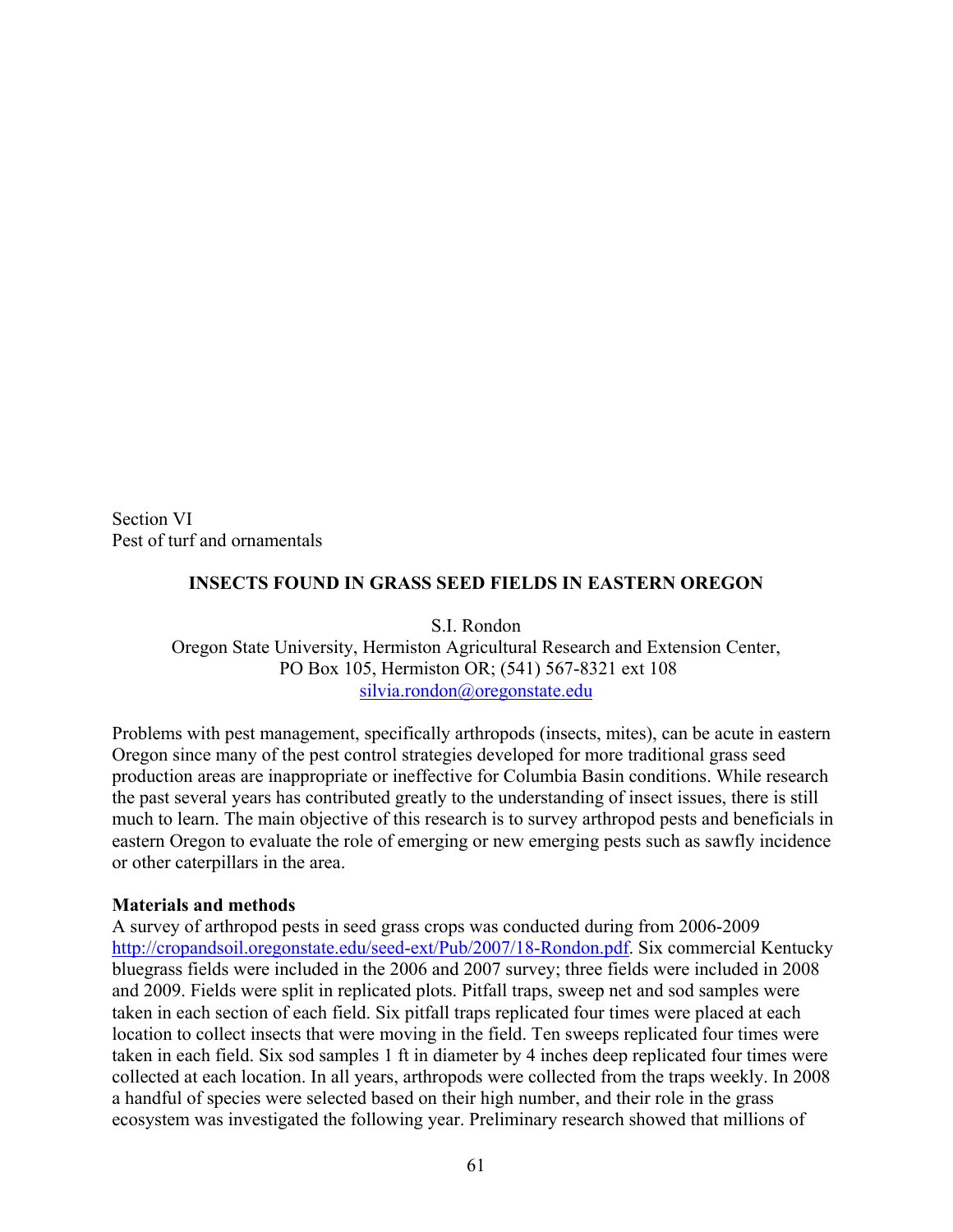Section VI
Pest of turf and ornamentals

## INSECTS FOUND IN GRASS SEED FIELDS IN EASTERN OREGON

S.I. Rondon
Oregon State University, Hermiston Agricultural Research and Extension Center, PO Box 105, Hermiston OR; (541) 567-8321 ext 108
silvia.rondon@oregonstate.edu

Problems with pest management, specifically arthropods (insects, mites), can be acute in eastern Oregon since many of the pest control strategies developed for more traditional grass seed production areas are inappropriate or ineffective for Columbia Basin conditions. While research the past several years has contributed greatly to the understanding of insect issues, there is still much to learn. The main objective of this research is to survey arthropod pests and beneficials in eastern Oregon to evaluate the role of emerging or new emerging pests such as sawfly incidence or other caterpillars in the area.

### Materials and methods

A survey of arthropod pests in seed grass crops was conducted during from 2006-2009 http://cropandsoil.oregonstate.edu/seed-ext/Pub/2007/18-Rondon.pdf. Six commercial Kentucky bluegrass fields were included in the 2006 and 2007 survey; three fields were included in 2008 and 2009. Fields were split in replicated plots. Pitfall traps, sweep net and sod samples were taken in each section of each field. Six pitfall traps replicated four times were placed at each location to collect insects that were moving in the field. Ten sweeps replicated four times were taken in each field. Six sod samples 1 ft in diameter by 4 inches deep replicated four times were collected at each location. In all years, arthropods were collected from the traps weekly. In 2008 a handful of species were selected based on their high number, and their role in the grass ecosystem was investigated the following year. Preliminary research showed that millions of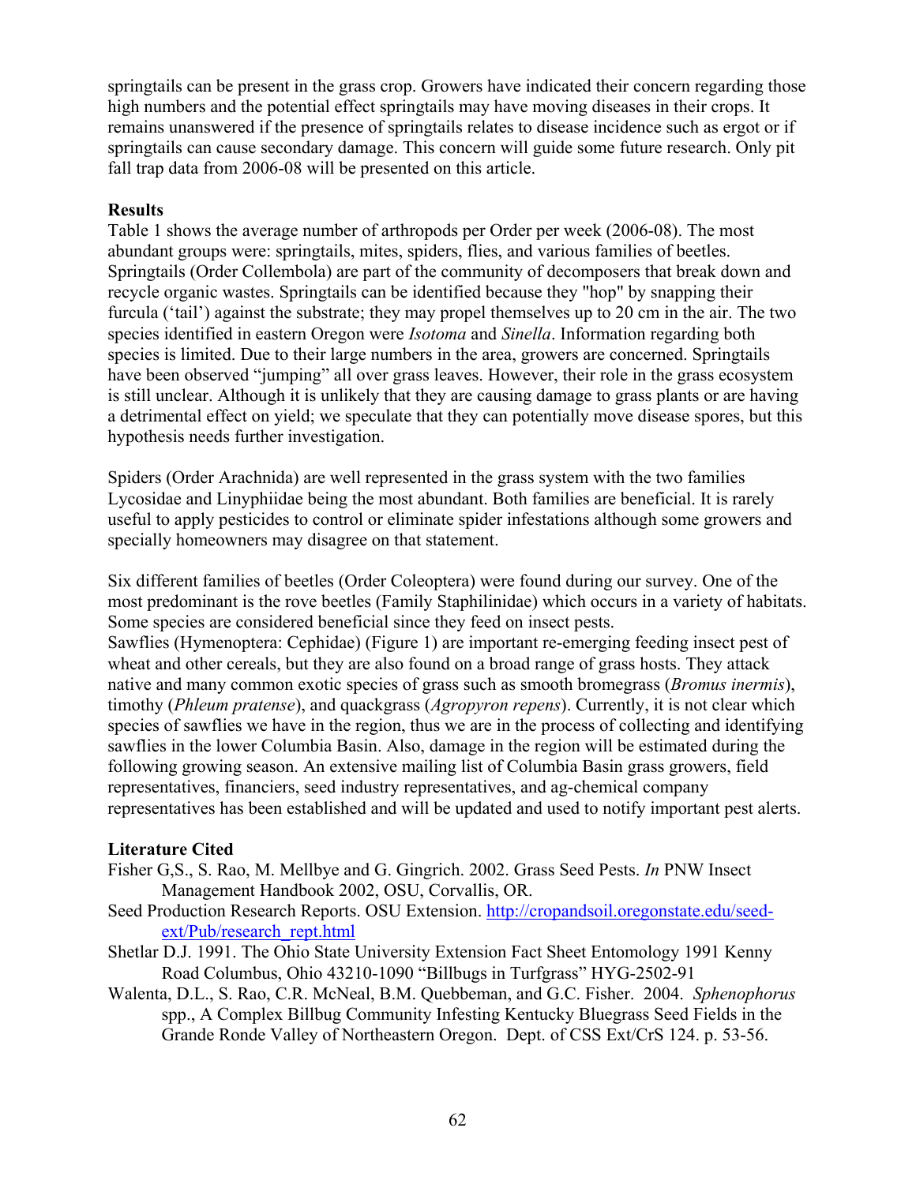springtails can be present in the grass crop. Growers have indicated their concern regarding those high numbers and the potential effect springtails may have moving diseases in their crops. It remains unanswered if the presence of springtails relates to disease incidence such as ergot or if springtails can cause secondary damage. This concern will guide some future research. Only pit fall trap data from 2006-08 will be presented on this article.

**Results**

Table 1 shows the average number of arthropods per Order per week (2006-08). The most abundant groups were: springtails, mites, spiders, flies, and various families of beetles. Springtails (Order Collembola) are part of the community of decomposers that break down and recycle organic wastes. Springtails can be identified because they "hop" by snapping their furcula ('tail') against the substrate; they may propel themselves up to 20 cm in the air. The two species identified in eastern Oregon were *Isotoma* and *Sinella*. Information regarding both species is limited. Due to their large numbers in the area, growers are concerned. Springtails have been observed "jumping" all over grass leaves. However, their role in the grass ecosystem is still unclear. Although it is unlikely that they are causing damage to grass plants or are having a detrimental effect on yield; we speculate that they can potentially move disease spores, but this hypothesis needs further investigation.

Spiders (Order Arachnida) are well represented in the grass system with the two families Lycosidae and Linyphiidae being the most abundant. Both families are beneficial. It is rarely useful to apply pesticides to control or eliminate spider infestations although some growers and specially homeowners may disagree on that statement.

Six different families of beetles (Order Coleoptera) were found during our survey. One of the most predominant is the rove beetles (Family Staphilinidae) which occurs in a variety of habitats. Some species are considered beneficial since they feed on insect pests.
Sawflies (Hymenoptera: Cephidae) (Figure 1) are important re-emerging feeding insect pest of wheat and other cereals, but they are also found on a broad range of grass hosts. They attack native and many common exotic species of grass such as smooth bromegrass (*Bromus inermis*), timothy (*Phleum pratense*), and quackgrass (*Agropyron repens*). Currently, it is not clear which species of sawflies we have in the region, thus we are in the process of collecting and identifying sawflies in the lower Columbia Basin. Also, damage in the region will be estimated during the following growing season. An extensive mailing list of Columbia Basin grass growers, field representatives, financiers, seed industry representatives, and ag-chemical company representatives has been established and will be updated and used to notify important pest alerts.

**Literature Cited**

Fisher G,S., S. Rao, M. Mellbye and G. Gingrich. 2002. Grass Seed Pests. *In* PNW Insect Management Handbook 2002, OSU, Corvallis, OR.

Seed Production Research Reports. OSU Extension. http://cropandsoil.oregonstate.edu/seed-ext/Pub/research_rept.html

Shetlar D.J. 1991. The Ohio State University Extension Fact Sheet Entomology 1991 Kenny Road Columbus, Ohio 43210-1090 "Billbugs in Turfgrass" HYG-2502-91

Walenta, D.L., S. Rao, C.R. McNeal, B.M. Quebbeman, and G.C. Fisher. 2004. *Sphenophorus* spp., A Complex Billbug Community Infesting Kentucky Bluegrass Seed Fields in the Grande Ronde Valley of Northeastern Oregon. Dept. of CSS Ext/CrS 124. p. 53-56.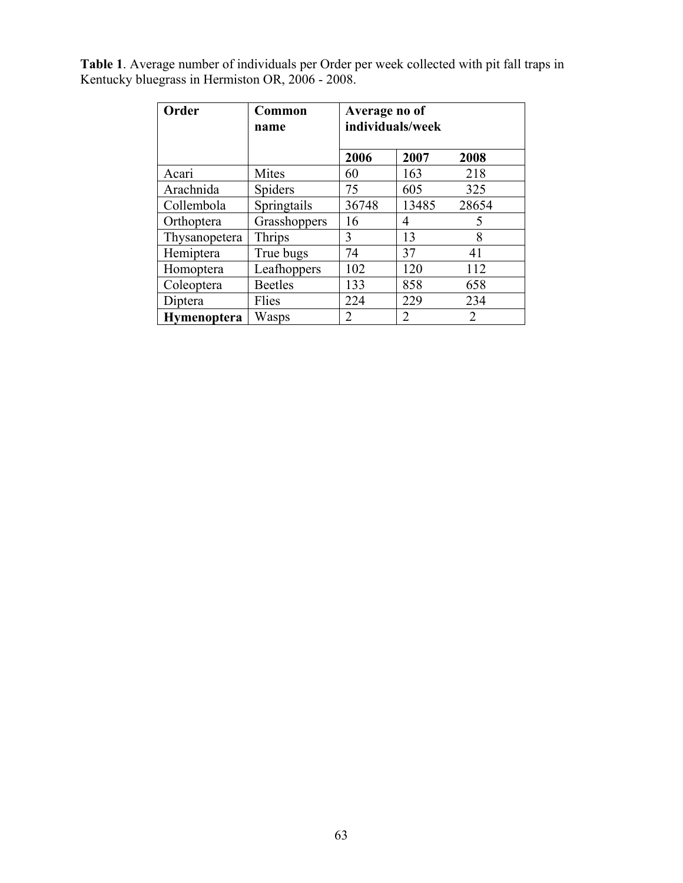**Table 1**. Average number of individuals per Order per week collected with pit fall traps in Kentucky bluegrass in Hermiston OR, 2006 - 2008.

| **Order** | **Common name** | **Average no of individuals/week** | | |
|---|---|---|---|---|
| | | **2006** | **2007** | **2008** |
| Acari | Mites | 60 | 163 | 218 |
| Arachnida | Spiders | 75 | 605 | 325 |
| Collembola | Springtails | 36748 | 13485 | 28654 |
| Orthoptera | Grasshoppers | 16 | 4 | 5 |
| Thysanopetera | Thrips | 3 | 13 | 8 |
| Hemiptera | True bugs | 74 | 37 | 41 |
| Homoptera | Leafhoppers | 102 | 120 | 112 |
| Coleoptera | Beetles | 133 | 858 | 658 |
| Diptera | Flies | 224 | 229 | 234 |
| **Hymenoptera** | Wasps | 2 | 2 | 2 |